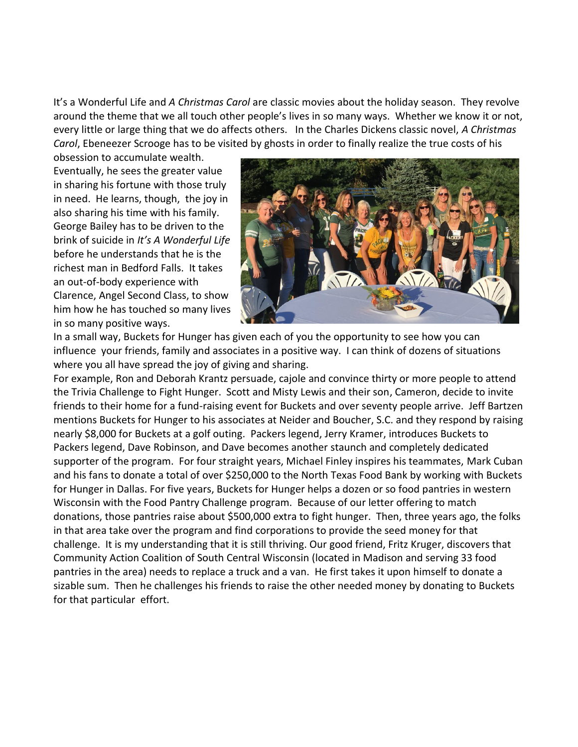It's a Wonderful Life and *A Christmas Carol* are classic movies about the holiday season. They revolve around the theme that we all touch other people's lives in so many ways. Whether we know it or not, every little or large thing that we do affects others. In the Charles Dickens classic novel, *A Christmas Carol*, Ebeneezer Scrooge has to be visited by ghosts in order to finally realize the true costs of his obsession to accumulate wealth. Eventually, he sees the greater value in sharing his fortune with those truly in need. He learns, though, the joy in also sharing his time with his family. George Bailey has to be driven to the brink of suicide in *It's A Wonderful Life* before he understands that he is the richest man in Bedford Falls. It takes an out-of-body experience with Clarence, Angel Second Class, to show him how he has touched so many lives in so many positive ways.

In a small way, Buckets for Hunger has given each of you the opportunity to see how you can influence your friends, family and associates in a positive way. I can think of dozens of situations where you all have spread the joy of giving and sharing.

For example, Ron and Deborah Krantz persuade, cajole and convince thirty or more people to attend the Trivia Challenge to Fight Hunger. Scott and Misty Lewis and their son, Cameron, decide to invite friends to their home for a fund-raising event for Buckets and over seventy people arrive. Jeff Bartzen mentions Buckets for Hunger to his associates at Neider and Boucher, S.C. and they respond by raising nearly $8,000 for Buckets at a golf outing. Packers legend, Jerry Kramer, introduces Buckets to Packers legend, Dave Robinson, and Dave becomes another staunch and completely dedicated supporter of the program. For four straight years, Michael Finley inspires his teammates, Mark Cuban and his fans to donate a total of over $250,000 to the North Texas Food Bank by working with Buckets for Hunger in Dallas. For five years, Buckets for Hunger helps a dozen or so food pantries in western Wisconsin with the Food Pantry Challenge program. Because of our letter offering to match donations, those pantries raise about $500,000 extra to fight hunger. Then, three years ago, the folks in that area take over the program and find corporations to provide the seed money for that challenge. It is my understanding that it is still thriving. Our good friend, Fritz Kruger, discovers that Community Action Coalition of South Central Wisconsin (located in Madison and serving 33 food pantries in the area) needs to replace a truck and a van. He first takes it upon himself to donate a sizable sum. Then he challenges his friends to raise the other needed money by donating to Buckets for that particular effort.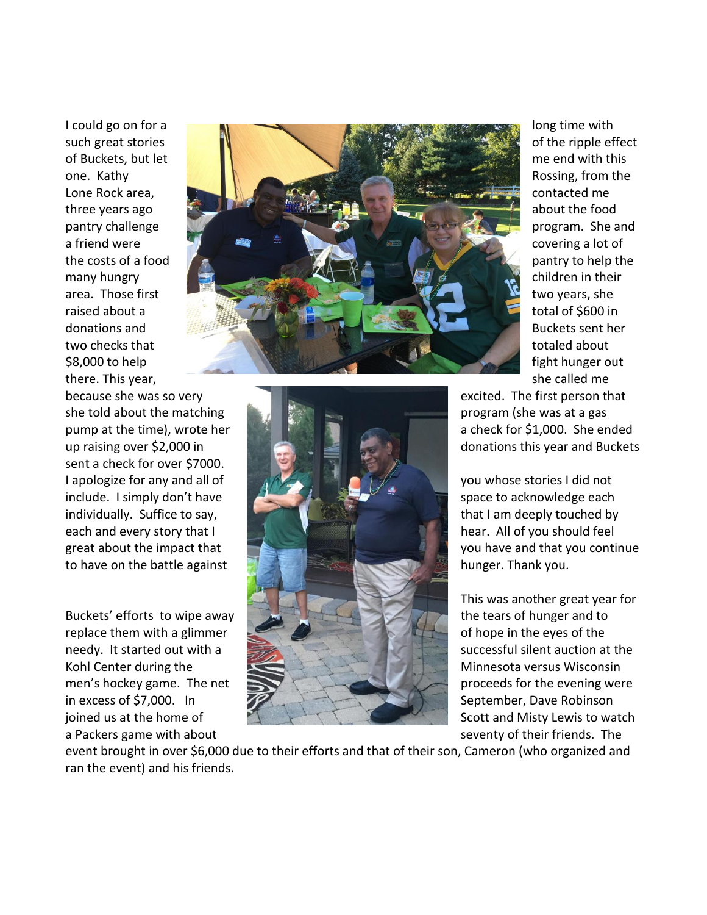I could go on for a long time with such great stories of the ripple effect of Buckets, but let me end with this one. Kathy Rossing, from the Lone Rock area, contacted me three years ago about the food pantry challenge program. She and a friend were covering a lot of the costs of a food pantry to help the many hungry children in their area. Those first two years, she raised about a total of $600 in donations and Buckets sent her two checks that totaled about $8,000 to help fight hunger out there. This year, she called me because she was so very excited. The first person that she told about the matching program (she was at a gas pump at the time), wrote her a check for $1,000. She ended up raising over $2,000 in donations this year and Buckets sent a check for over $7000.

I apologize for any and all of you whose stories I did not include. I simply don't have space to acknowledge each individually. Suffice to say, that I am deeply touched by each and every story that I hear. All of you should feel great about the impact that you have and that you continue to have on the battle against hunger. Thank you.

This was another great year for Buckets' efforts to wipe away the tears of hunger and to replace them with a glimmer of hope in the eyes of the needy. It started out with a successful silent auction at the Kohl Center during the Minnesota versus Wisconsin men's hockey game. The net proceeds for the evening were in excess of $7,000. In September, Dave Robinson joined us at the home of Scott and Misty Lewis to watch a Packers game with about seventy of their friends. The event brought in over $6,000 due to their efforts and that of their son, Cameron (who organized and ran the event) and his friends.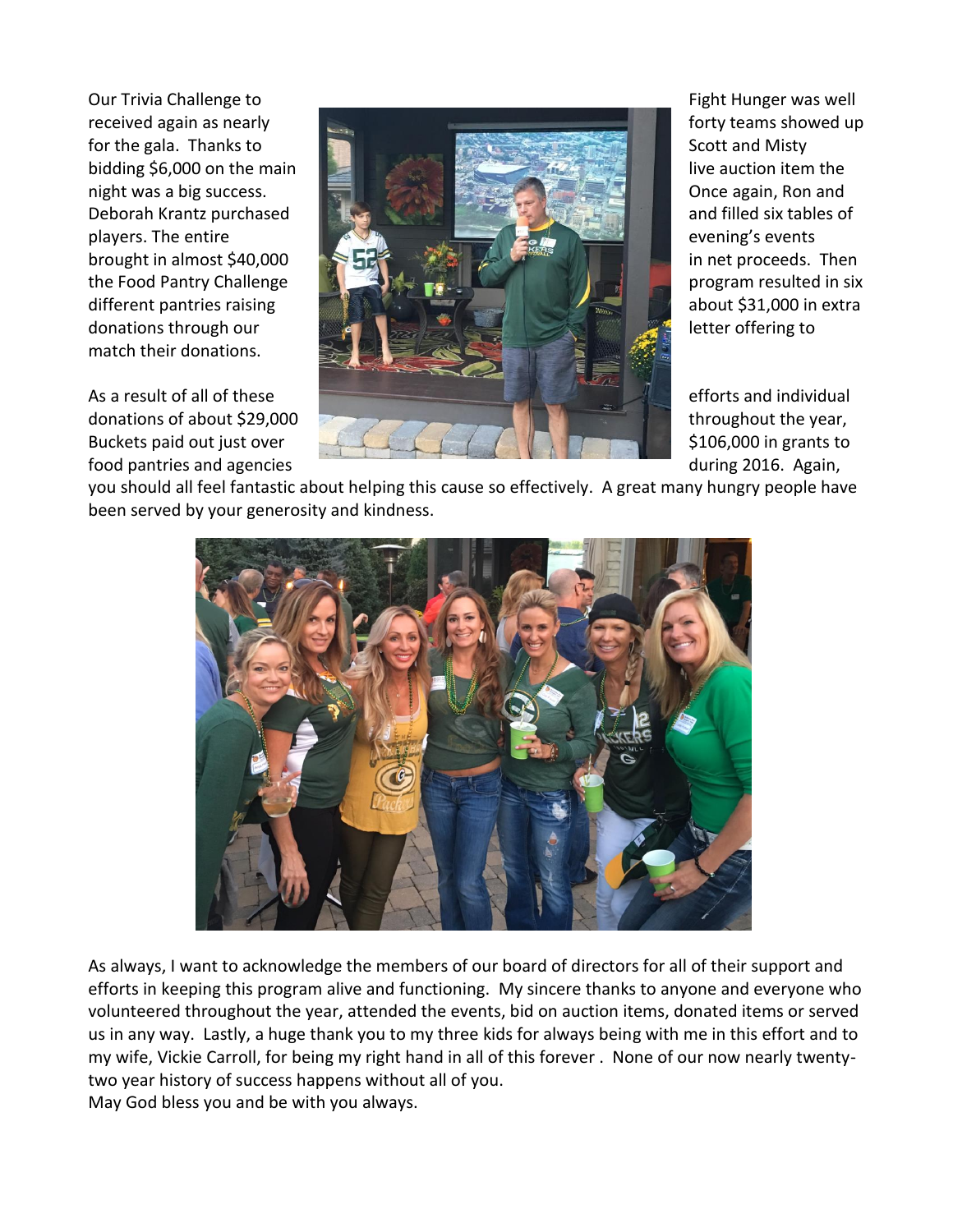Our Trivia Challenge to Fight Hunger was well received again as nearly forty teams showed up for the gala. Thanks to Scott and Misty bidding $6,000 on the main live auction item the night was a big success. Once again, Ron and Deborah Krantz purchased and filled six tables of players. The entire evening's events brought in almost $40,000 in net proceeds. Then the Food Pantry Challenge program resulted in six different pantries raising about $31,000 in extra donations through our letter offering to match their donations.

As a result of all of these efforts and individual donations of about $29,000 throughout the year, Buckets paid out just over $106,000 in grants to food pantries and agencies during 2016. Again, you should all feel fantastic about helping this cause so effectively. A great many hungry people have been served by your generosity and kindness.

As always, I want to acknowledge the members of our board of directors for all of their support and efforts in keeping this program alive and functioning. My sincere thanks to anyone and everyone who volunteered throughout the year, attended the events, bid on auction items, donated items or served us in any way. Lastly, a huge thank you to my three kids for always being with me in this effort and to my wife, Vickie Carroll, for being my right hand in all of this forever . None of our now nearly twenty-two year history of success happens without all of you.
May God bless you and be with you always.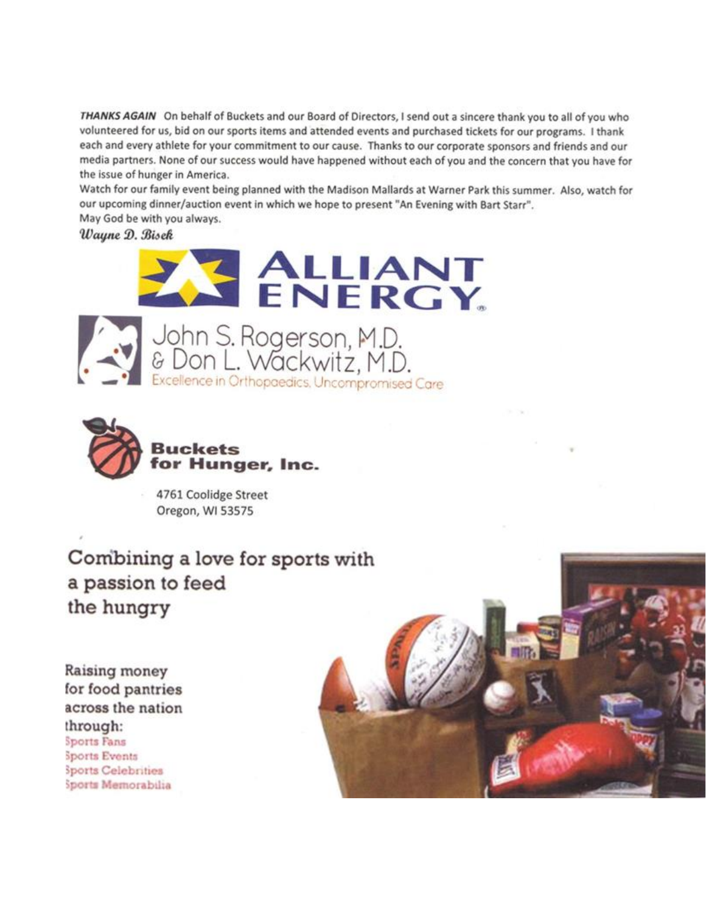***THANKS AGAIN*** On behalf of Buckets and our Board of Directors, I send out a sincere thank you to all of you who volunteered for us, bid on our sports items and attended events and purchased tickets for our programs. I thank each and every athlete for your commitment to our cause. Thanks to our corporate sponsors and friends and our media partners. None of our success would have happened without each of you and the concern that you have for the issue of hunger in America.

Watch for our family event being planned with the Madison Mallards at Warner Park this summer. Also, watch for our upcoming dinner/auction event in which we hope to present "An Evening with Bart Starr".

May God be with you always.

*Wayne D. Bisek*

ALLIANT ENERGY

John S. Rogerson, M.D.
& Don L. Wackwitz, M.D.
Excellence in Orthopaedics, Uncompromised Care

**Buckets for Hunger, Inc.**

4761 Coolidge Street
Oregon, WI 53575

Combining a love for sports with a passion to feed the hungry

Raising money for food pantries across the nation through:

- Sports Fans
- Sports Events
- Sports Celebrities
- Sports Memorabilia